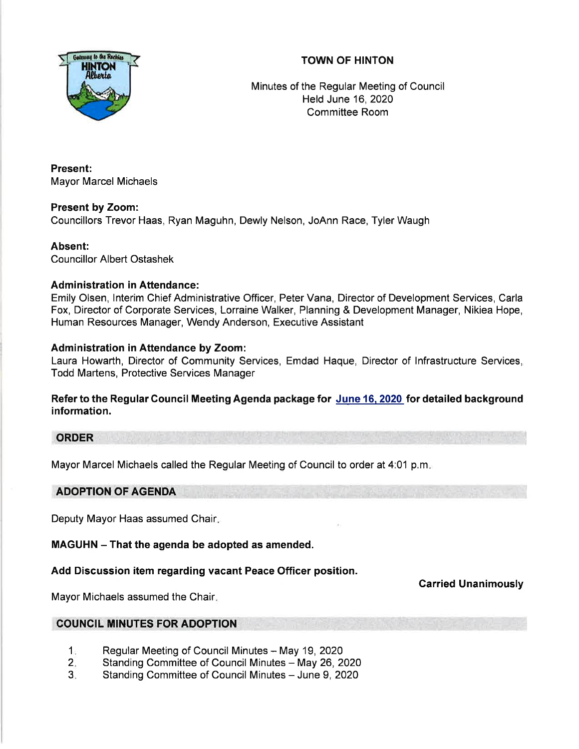# TOWN OF HINTON

Minutes of the Regular Meeting of Council
Held June 16, 2020
Committee Room

**Present:**
Mayor Marcel Michaels

**Present by Zoom:**
Councillors Trevor Haas, Ryan Maguhn, Dewly Nelson, JoAnn Race, Tyler Waugh

**Absent:**
Councillor Albert Ostashek

**Administration in Attendance:**
Emily Olsen, Interim Chief Administrative Officer, Peter Vana, Director of Development Services, Carla Fox, Director of Corporate Services, Lorraine Walker, Planning & Development Manager, Nikiea Hope, Human Resources Manager, Wendy Anderson, Executive Assistant

**Administration in Attendance by Zoom:**
Laura Howarth, Director of Community Services, Emdad Haque, Director of Infrastructure Services, Todd Martens, Protective Services Manager

**Refer to the Regular Council Meeting Agenda package for June 16, 2020 for detailed background information.**

## ORDER

Mayor Marcel Michaels called the Regular Meeting of Council to order at 4:01 p.m.

## ADOPTION OF AGENDA

Deputy Mayor Haas assumed Chair.

**MAGUHN – That the agenda be adopted as amended.**

**Add Discussion item regarding vacant Peace Officer position.**

**Carried Unanimously**

Mayor Michaels assumed the Chair.

## COUNCIL MINUTES FOR ADOPTION

1. Regular Meeting of Council Minutes – May 19, 2020
2. Standing Committee of Council Minutes – May 26, 2020
3. Standing Committee of Council Minutes – June 9, 2020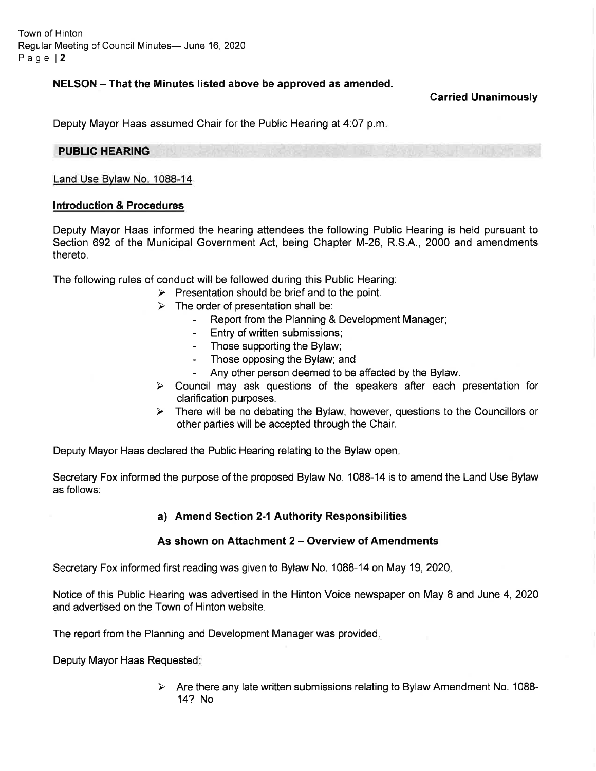**NELSON – That the Minutes listed above be approved as amended.**

**Carried Unanimously**

Deputy Mayor Haas assumed Chair for the Public Hearing at 4:07 p.m.

## PUBLIC HEARING

Land Use Bylaw No. 1088-14

### Introduction & Procedures

Deputy Mayor Haas informed the hearing attendees the following Public Hearing is held pursuant to Section 692 of the Municipal Government Act, being Chapter M-26, R.S.A., 2000 and amendments thereto.

The following rules of conduct will be followed during this Public Hearing:

- Presentation should be brief and to the point.
- The order of presentation shall be:
  - Report from the Planning & Development Manager;
  - Entry of written submissions;
  - Those supporting the Bylaw;
  - Those opposing the Bylaw; and
  - Any other person deemed to be affected by the Bylaw.
- Council may ask questions of the speakers after each presentation for clarification purposes.
- There will be no debating the Bylaw, however, questions to the Councillors or other parties will be accepted through the Chair.

Deputy Mayor Haas declared the Public Hearing relating to the Bylaw open.

Secretary Fox informed the purpose of the proposed Bylaw No. 1088-14 is to amend the Land Use Bylaw as follows:

**a) Amend Section 2-1 Authority Responsibilities**

**As shown on Attachment 2 – Overview of Amendments**

Secretary Fox informed first reading was given to Bylaw No. 1088-14 on May 19, 2020.

Notice of this Public Hearing was advertised in the Hinton Voice newspaper on May 8 and June 4, 2020 and advertised on the Town of Hinton website.

The report from the Planning and Development Manager was provided.

Deputy Mayor Haas Requested:

- Are there any late written submissions relating to Bylaw Amendment No. 1088-14? No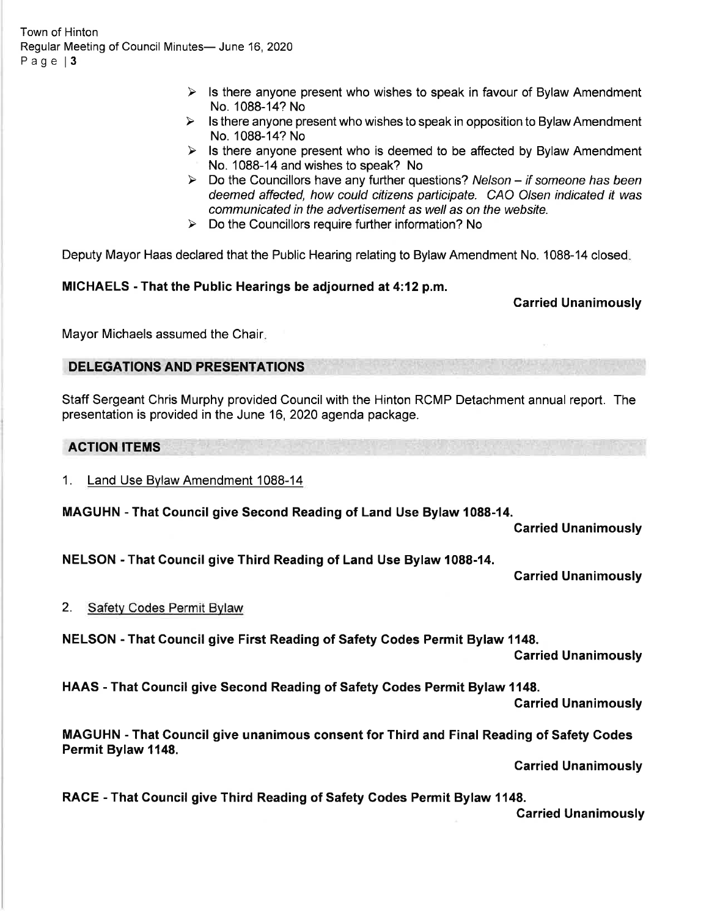- Is there anyone present who wishes to speak in favour of Bylaw Amendment No. 1088-14? No
- Is there anyone present who wishes to speak in opposition to Bylaw Amendment No. 1088-14? No
- Is there anyone present who is deemed to be affected by Bylaw Amendment No. 1088-14 and wishes to speak? No
- Do the Councillors have any further questions? *Nelson – if someone has been deemed affected, how could citizens participate. CAO Olsen indicated it was communicated in the advertisement as well as on the website.*
- Do the Councillors require further information? No

Deputy Mayor Haas declared that the Public Hearing relating to Bylaw Amendment No. 1088-14 closed.

**MICHAELS - That the Public Hearings be adjourned at 4:12 p.m.**

**Carried Unanimously**

Mayor Michaels assumed the Chair.

## DELEGATIONS AND PRESENTATIONS

Staff Sergeant Chris Murphy provided Council with the Hinton RCMP Detachment annual report. The presentation is provided in the June 16, 2020 agenda package.

## ACTION ITEMS

1. Land Use Bylaw Amendment 1088-14

**MAGUHN - That Council give Second Reading of Land Use Bylaw 1088-14.**

**Carried Unanimously**

**NELSON - That Council give Third Reading of Land Use Bylaw 1088-14.**

**Carried Unanimously**

2. Safety Codes Permit Bylaw

**NELSON - That Council give First Reading of Safety Codes Permit Bylaw 1148.**

**Carried Unanimously**

**HAAS - That Council give Second Reading of Safety Codes Permit Bylaw 1148.**

**Carried Unanimously**

**MAGUHN - That Council give unanimous consent for Third and Final Reading of Safety Codes Permit Bylaw 1148.**

**Carried Unanimously**

**RACE - That Council give Third Reading of Safety Codes Permit Bylaw 1148.**

**Carried Unanimously**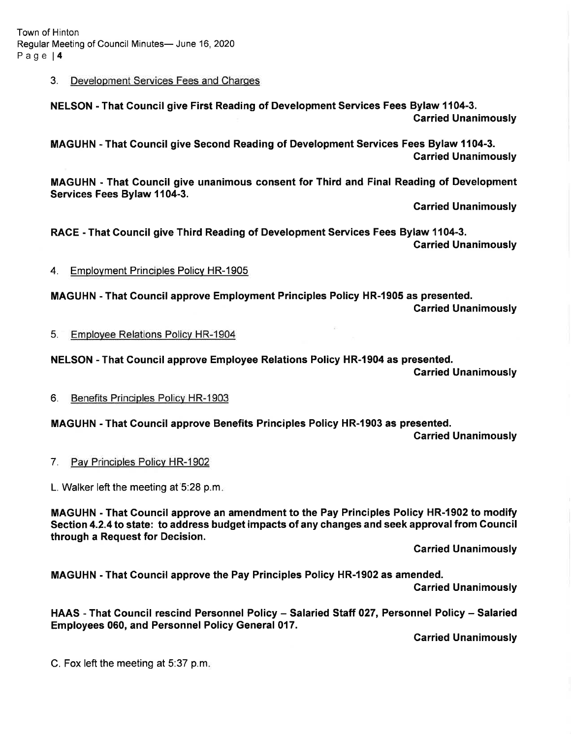3. Development Services Fees and Charges

**NELSON - That Council give First Reading of Development Services Fees Bylaw 1104-3.**
**Carried Unanimously**

**MAGUHN - That Council give Second Reading of Development Services Fees Bylaw 1104-3.**
**Carried Unanimously**

**MAGUHN - That Council give unanimous consent for Third and Final Reading of Development Services Fees Bylaw 1104-3.**
**Carried Unanimously**

**RACE - That Council give Third Reading of Development Services Fees Bylaw 1104-3.**
**Carried Unanimously**

4. Employment Principles Policy HR-1905

**MAGUHN - That Council approve Employment Principles Policy HR-1905 as presented.**
**Carried Unanimously**

5. Employee Relations Policy HR-1904

**NELSON - That Council approve Employee Relations Policy HR-1904 as presented.**
**Carried Unanimously**

6. Benefits Principles Policy HR-1903

**MAGUHN - That Council approve Benefits Principles Policy HR-1903 as presented.**
**Carried Unanimously**

7. Pay Principles Policy HR-1902

L. Walker left the meeting at 5:28 p.m.

**MAGUHN - That Council approve an amendment to the Pay Principles Policy HR-1902 to modify Section 4.2.4 to state: to address budget impacts of any changes and seek approval from Council through a Request for Decision.**
**Carried Unanimously**

**MAGUHN - That Council approve the Pay Principles Policy HR-1902 as amended.**
**Carried Unanimously**

**HAAS - That Council rescind Personnel Policy – Salaried Staff 027, Personnel Policy – Salaried Employees 060, and Personnel Policy General 017.**
**Carried Unanimously**

C. Fox left the meeting at 5:37 p.m.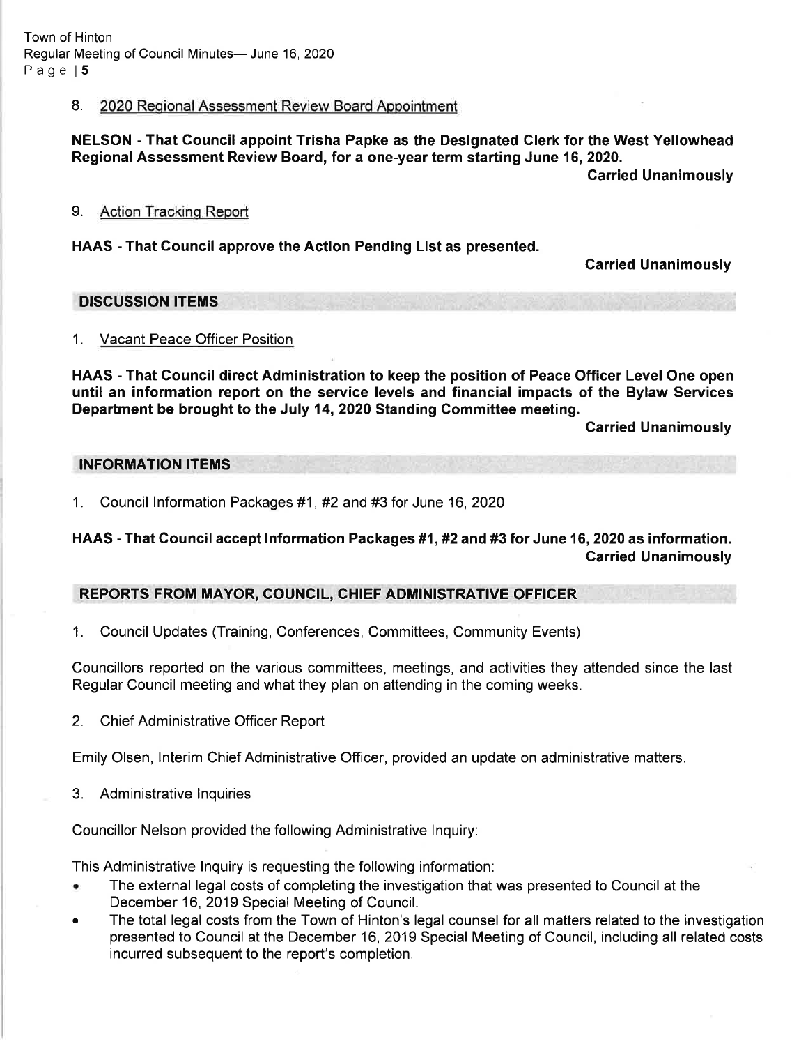8. <u>2020 Regional Assessment Review Board Appointment</u>

**NELSON - That Council appoint Trisha Papke as the Designated Clerk for the West Yellowhead Regional Assessment Review Board, for a one-year term starting June 16, 2020.**

**Carried Unanimously**

9. <u>Action Tracking Report</u>

**HAAS - That Council approve the Action Pending List as presented.**

**Carried Unanimously**

## DISCUSSION ITEMS

1. <u>Vacant Peace Officer Position</u>

**HAAS - That Council direct Administration to keep the position of Peace Officer Level One open until an information report on the service levels and financial impacts of the Bylaw Services Department be brought to the July 14, 2020 Standing Committee meeting.**

**Carried Unanimously**

## INFORMATION ITEMS

1. Council Information Packages #1, #2 and #3 for June 16, 2020

**HAAS - That Council accept Information Packages #1, #2 and #3 for June 16, 2020 as information.**

**Carried Unanimously**

## REPORTS FROM MAYOR, COUNCIL, CHIEF ADMINISTRATIVE OFFICER

1. Council Updates (Training, Conferences, Committees, Community Events)

Councillors reported on the various committees, meetings, and activities they attended since the last Regular Council meeting and what they plan on attending in the coming weeks.

2. Chief Administrative Officer Report

Emily Olsen, Interim Chief Administrative Officer, provided an update on administrative matters.

3. Administrative Inquiries

Councillor Nelson provided the following Administrative Inquiry:

This Administrative Inquiry is requesting the following information:

- The external legal costs of completing the investigation that was presented to Council at the December 16, 2019 Special Meeting of Council.
- The total legal costs from the Town of Hinton's legal counsel for all matters related to the investigation presented to Council at the December 16, 2019 Special Meeting of Council, including all related costs incurred subsequent to the report's completion.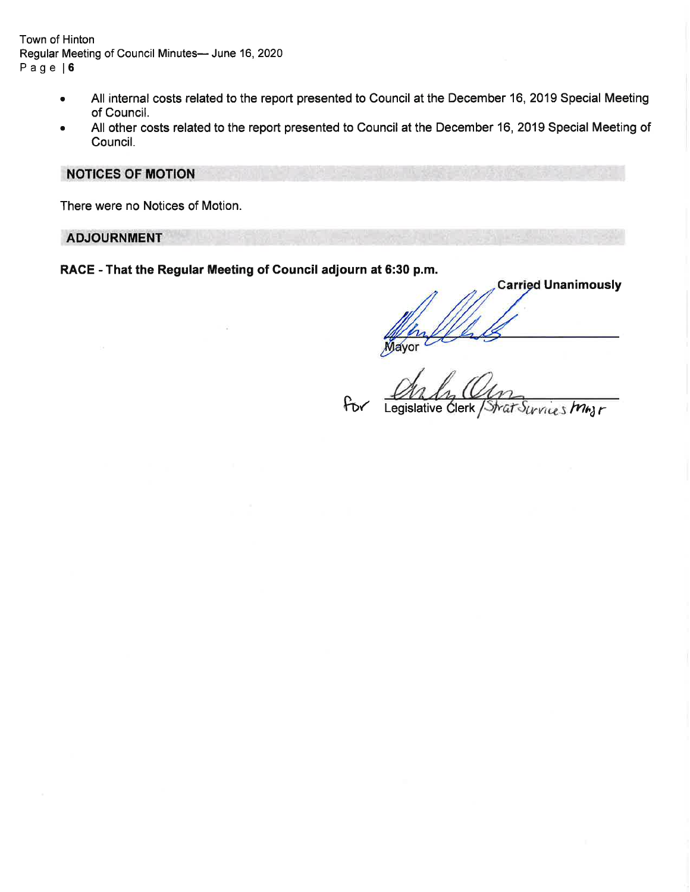- All internal costs related to the report presented to Council at the December 16, 2019 Special Meeting of Council.
- All other costs related to the report presented to Council at the December 16, 2019 Special Meeting of Council.

## NOTICES OF MOTION

There were no Notices of Motion.

## ADJOURNMENT

**RACE - That the Regular Meeting of Council adjourn at 6:30 p.m.**

**Carried Unanimously**

Mayor

for Legislative Clerk / Strat Services Mngr